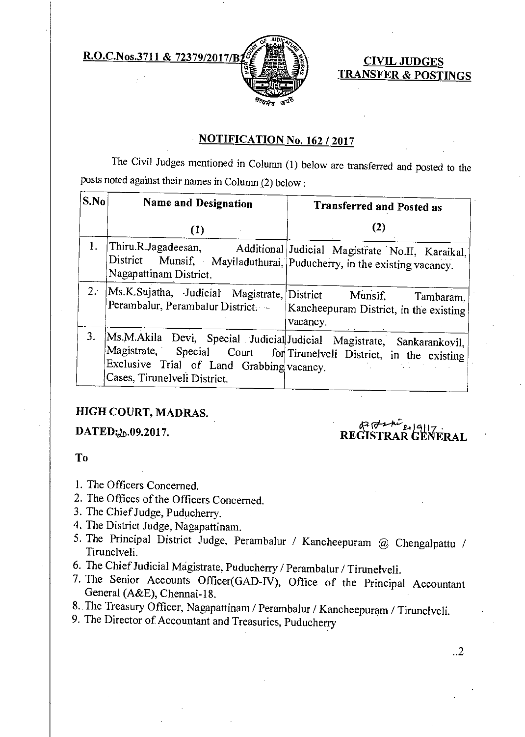**R.O.C.Nos.3711 & 72379/2017/B2**

**CIVIL JUDGES TRANSFER & POSTINGS**

## NOTIFICATION No. 162 / 2017

The Civil Judges mentioned in Column (1) below are transferred and posted to the posts noted against their names in Column (2) below :

| S.No | Name and Designation (1) | Transferred and Posted as (2) |
|---|---|---|
| 1. | Thiru.R.Jagadeesan, Additional District Munsif, Mayiladuthurai, Nagapattinam District. | Judicial Magistrate No.II, Karaikal, Puducherry, in the existing vacancy. |
| 2. | Ms.K.Sujatha, Judicial Magistrate, Perambalur, Perambalur District. | District Munsif, Tambaram, Kancheepuram District, in the existing vacancy. |
| 3. | Ms.M.Akila Devi, Special Judicial Magistrate, Special Court for Exclusive Trial of Land Grabbing Cases, Tirunelveli District. | Judicial Magistrate, Sankarankovil, Tirunelveli District, in the existing vacancy. |

**HIGH COURT, MADRAS.**

**DATED:20.09.2017.**

**REGISTRAR GENERAL**

**To**

1. The Officers Concerned.
2. The Offices of the Officers Concerned.
3. The Chief Judge, Puducherry.
4. The District Judge, Nagapattinam.
5. The Principal District Judge, Perambalur / Kancheepuram @ Chengalpattu / Tirunelveli.
6. The Chief Judicial Magistrate, Puducherry / Perambalur / Tirunelveli.
7. The Senior Accounts Officer(GAD-IV), Office of the Principal Accountant General (A&E), Chennai-18.
8. The Treasury Officer, Nagapattinam / Perambalur / Kancheepuram / Tirunelveli.
9. The Director of Accountant and Treasuries, Puducherry

..2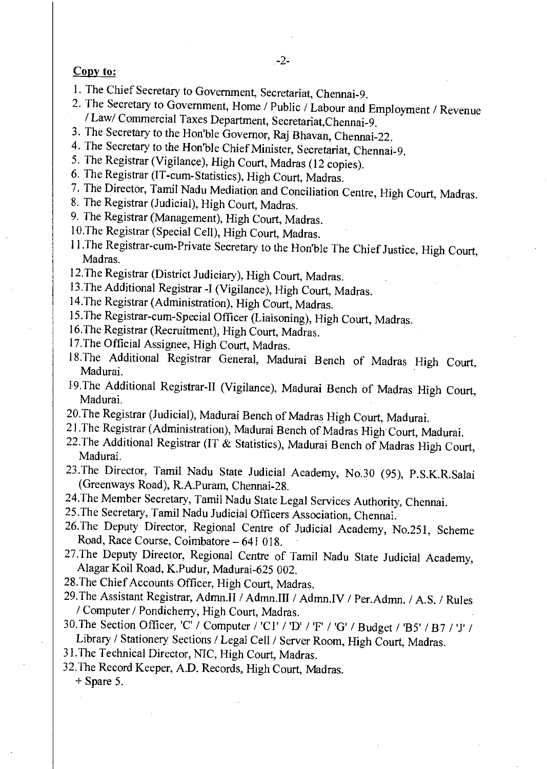**Copy to:**

1. The Chief Secretary to Government, Secretariat, Chennai-9.
2. The Secretary to Government, Home / Public / Labour and Employment / Revenue / Law/ Commercial Taxes Department, Secretariat,Chennai-9.
3. The Secretary to the Hon'ble Governor, Raj Bhavan, Chennai-22.
4. The Secretary to the Hon'ble Chief Minister, Secretariat, Chennai-9.
5. The Registrar (Vigilance), High Court, Madras (12 copies).
6. The Registrar (IT-cum-Statistics), High Court, Madras.
7. The Director, Tamil Nadu Mediation and Conciliation Centre, High Court, Madras.
8. The Registrar (Judicial), High Court, Madras.
9. The Registrar (Management), High Court, Madras.
10. The Registrar (Special Cell), High Court, Madras.
11. The Registrar-cum-Private Secretary to the Hon'ble The Chief Justice, High Court, Madras.
12. The Registrar (District Judiciary), High Court, Madras.
13. The Additional Registrar -I (Vigilance), High Court, Madras.
14. The Registrar (Administration), High Court, Madras.
15. The Registrar-cum-Special Officer (Liaisoning), High Court, Madras.
16. The Registrar (Recruitment), High Court, Madras.
17. The Official Assignee, High Court, Madras.
18. The Additional Registrar General, Madurai Bench of Madras High Court, Madurai.
19. The Additional Registrar-II (Vigilance), Madurai Bench of Madras High Court, Madurai.
20. The Registrar (Judicial), Madurai Bench of Madras High Court, Madurai.
21. The Registrar (Administration), Madurai Bench of Madras High Court, Madurai.
22. The Additional Registrar (IT & Statistics), Madurai Bench of Madras High Court, Madurai.
23. The Director, Tamil Nadu State Judicial Academy, No.30 (95), P.S.K.R.Salai (Greenways Road), R.A.Puram, Chennai-28.
24. The Member Secretary, Tamil Nadu State Legal Services Authority, Chennai.
25. The Secretary, Tamil Nadu Judicial Officers Association, Chennai.
26. The Deputy Director, Regional Centre of Judicial Academy, No.251, Scheme Road, Race Course, Coimbatore – 641 018.
27. The Deputy Director, Regional Centre of Tamil Nadu State Judicial Academy, Alagar Koil Road, K.Pudur, Madurai-625 002.
28. The Chief Accounts Officer, High Court, Madras.
29. The Assistant Registrar, Admn.II / Admn.III / Admn.IV / Per.Admn. / A.S. / Rules / Computer / Pondicherry, High Court, Madras.
30. The Section Officer, 'C' / Computer / 'C1' / 'D' / 'F' / 'G' / Budget / 'B5' / B7 / 'J' / Library / Stationery Sections / Legal Cell / Server Room, High Court, Madras.
31. The Technical Director, NIC, High Court, Madras.
32. The Record Keeper, A.D. Records, High Court, Madras.

+ Spare 5.